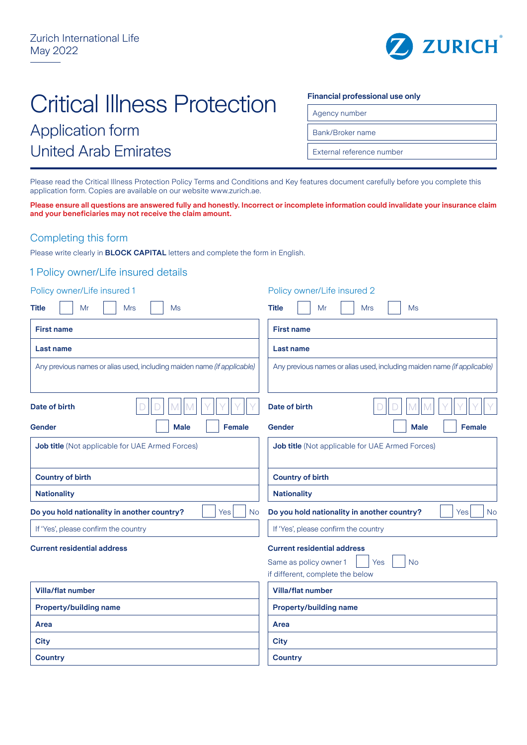Zurich International Life
May 2022

ZURICH

# Critical Illness Protection

## Application form
## United Arab Emirates

**Financial professional use only**

| Agency number |
|---|
| Bank/Broker name |
| External reference number |

Please read the Critical Illness Protection Policy Terms and Conditions and Key features document carefully before you complete this application form. Copies are available on our website www.zurich.ae.

**Please ensure all questions are answered fully and honestly. Incorrect or incomplete information could invalidate your insurance claim and your beneficiaries may not receive the claim amount.**

## Completing this form

Please write clearly in **BLOCK CAPITAL** letters and complete the form in English.

## 1 Policy owner/Life insured details

### Policy owner/Life insured 1

**Title** ☐ Mr ☐ Mrs ☐ Ms

| **First name** |
|---|
| **Last name** |
| Any previous names or alias used, including maiden name *(if applicable)* |

**Date of birth** D D M M Y Y Y Y

**Gender** ☐ **Male** ☐ **Female**

| **Job title** (Not applicable for UAE Armed Forces) |
|---|
| **Country of birth** |
| **Nationality** |

**Do you hold nationality in another country?** ☐ Yes ☐ No

| If 'Yes', please confirm the country |
|---|

**Current residential address**

| **Villa/flat number** |
|---|
| **Property/building name** |
| **Area** |
| **City** |
| **Country** |

### Policy owner/Life insured 2

**Title** ☐ Mr ☐ Mrs ☐ Ms

| **First name** |
|---|
| **Last name** |
| Any previous names or alias used, including maiden name *(if applicable)* |

**Date of birth** D D M M Y Y Y Y

**Gender** ☐ **Male** ☐ **Female**

| **Job title** (Not applicable for UAE Armed Forces) |
|---|
| **Country of birth** |
| **Nationality** |

**Do you hold nationality in another country?** ☐ Yes ☐ No

| If 'Yes', please confirm the country |
|---|

**Current residential address**

Same as policy owner 1 ☐ Yes ☐ No

if different, complete the below

| **Villa/flat number** |
|---|
| **Property/building name** |
| **Area** |
| **City** |
| **Country** |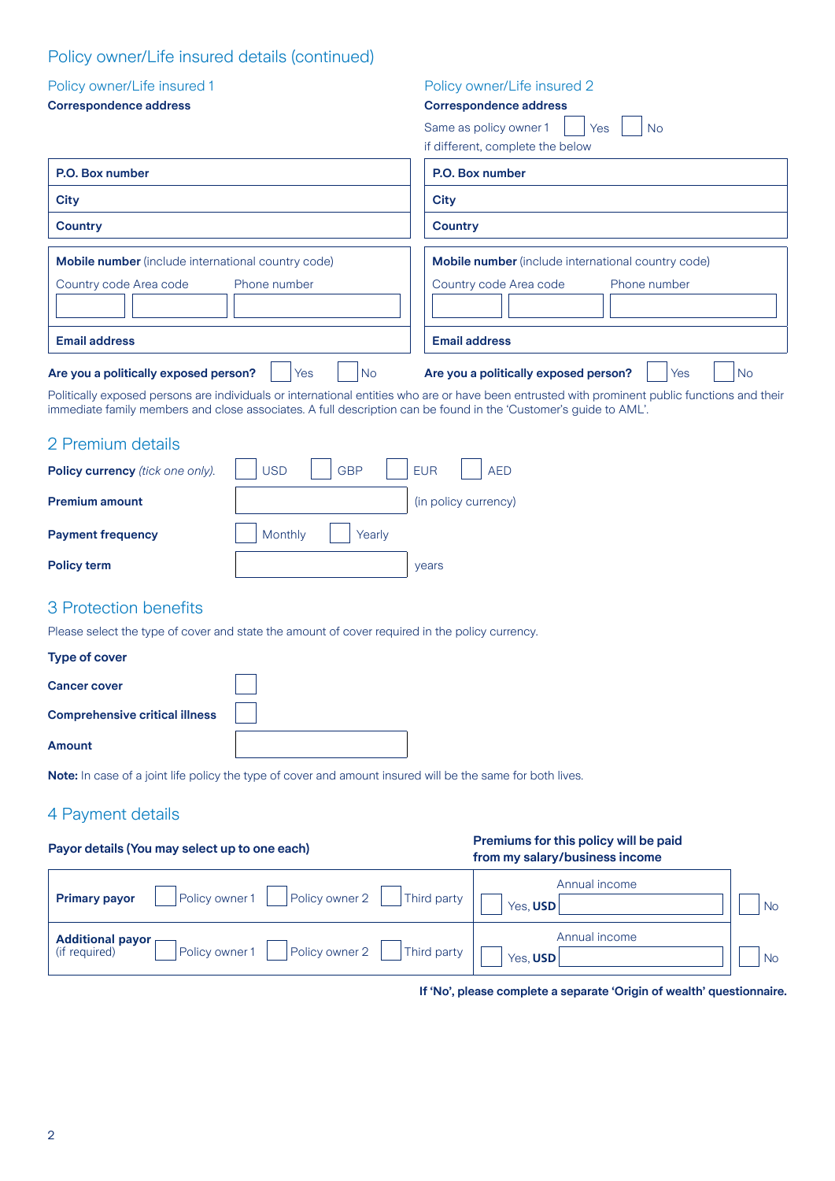## Policy owner/Life insured details (continued)

### Policy owner/Life insured 1

**Correspondence address**

| |
|---|
| **P.O. Box number** |
| **City** |
| **Country** |

**Mobile number** (include international country code)

| Country code | Area code | Phone number |
|---|---|---|
| | | |

**Email address**

**Are you a politically exposed person?** ☐ Yes ☐ No

### Policy owner/Life insured 2

**Correspondence address**

Same as policy owner 1 ☐ Yes ☐ No

if different, complete the below

| |
|---|
| **P.O. Box number** |
| **City** |
| **Country** |

**Mobile number** (include international country code)

| Country code | Area code | Phone number |
|---|---|---|
| | | |

**Email address**

**Are you a politically exposed person?** ☐ Yes ☐ No

Politically exposed persons are individuals or international entities who are or have been entrusted with prominent public functions and their immediate family members and close associates. A full description can be found in the 'Customer's guide to AML'.

## 2 Premium details

**Policy currency** *(tick one only).* ☐ USD ☐ GBP ☐ EUR ☐ AED

**Premium amount** ________ (in policy currency)

**Payment frequency** ☐ Monthly ☐ Yearly

**Policy term** ________ years

## 3 Protection benefits

Please select the type of cover and state the amount of cover required in the policy currency.

**Type of cover**

**Cancer cover** ☐

**Comprehensive critical illness** ☐

**Amount** ________

**Note:** In case of a joint life policy the type of cover and amount insured will be the same for both lives.

## 4 Payment details

| **Payor details (You may select up to one each)** | **Premiums for this policy will be paid from my salary/business income** | |
|---|---|---|
| **Primary payor** ☐ Policy owner 1 ☐ Policy owner 2 ☐ Third party | Annual income ☐ Yes, **USD** ________ | ☐ No |
| **Additional payor** (if required) ☐ Policy owner 1 ☐ Policy owner 2 ☐ Third party | Annual income ☐ Yes, **USD** ________ | ☐ No |

**If 'No', please complete a separate 'Origin of wealth' questionnaire.**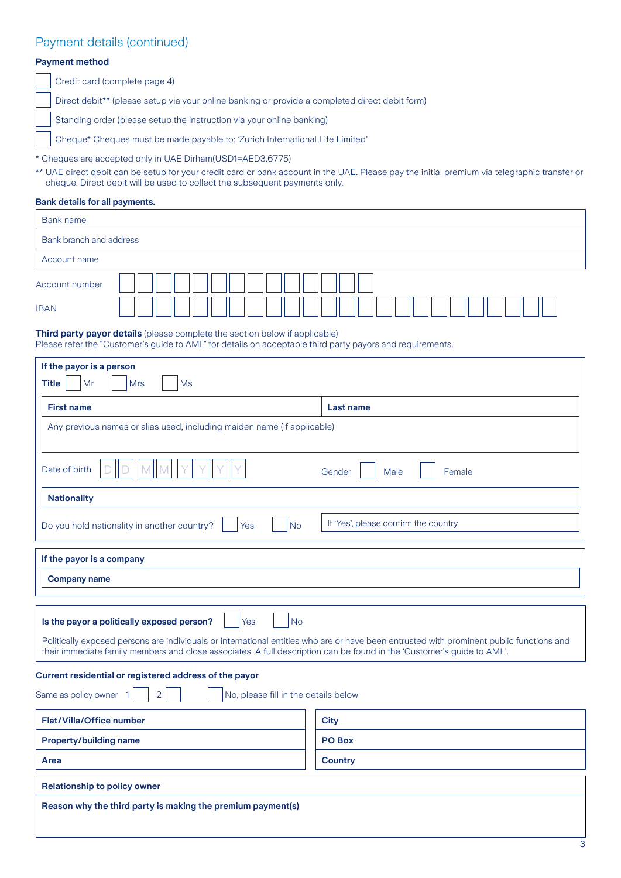## Payment details (continued)

**Payment method**

- ☐ Credit card (complete page 4)
- ☐ Direct debit** (please setup via your online banking or provide a completed direct debit form)
- ☐ Standing order (please setup the instruction via your online banking)
- ☐ Cheque* Cheques must be made payable to: 'Zurich International Life Limited'

* Cheques are accepted only in UAE Dirham(USD1=AED3.6775)

** UAE direct debit can be setup for your credit card or bank account in the UAE. Please pay the initial premium via telegraphic transfer or cheque. Direct debit will be used to collect the subsequent payments only.

**Bank details for all payments.**

| Bank name |
|---|
| Bank branch and address |
| Account name |

Account number ☐☐☐☐☐☐☐☐☐☐☐☐☐☐

IBAN ☐☐☐☐☐☐☐☐☐☐☐☐☐☐☐☐☐☐☐☐☐☐☐☐

**Third party payor details** (please complete the section below if applicable)
Please refer the "Customer's guide to AML" for details on acceptable third party payors and requirements.

**If the payor is a person**

**Title** ☐ Mr ☐ Mrs ☐ Ms

| **First name** | **Last name** |
|---|---|
| Any previous names or alias used, including maiden name (if applicable) | |

Date of birth D D M M Y Y Y Y    Gender ☐ Male ☐ Female

**Nationality**

Do you hold nationality in another country? ☐ Yes ☐ No    If 'Yes', please confirm the country

**If the payor is a company**

**Company name**

**Is the payor a politically exposed person?** ☐ Yes ☐ No

Politically exposed persons are individuals or international entities who are or have been entrusted with prominent public functions and their immediate family members and close associates. A full description can be found in the 'Customer's guide to AML'.

**Current residential or registered address of the payor**

Same as policy owner 1 ☐ 2 ☐   ☐ No, please fill in the details below

| **Flat/Villa/Office number** | **City** |
|---|---|
| **Property/building name** | **PO Box** |
| **Area** | **Country** |

**Relationship to policy owner**

**Reason why the third party is making the premium payment(s)**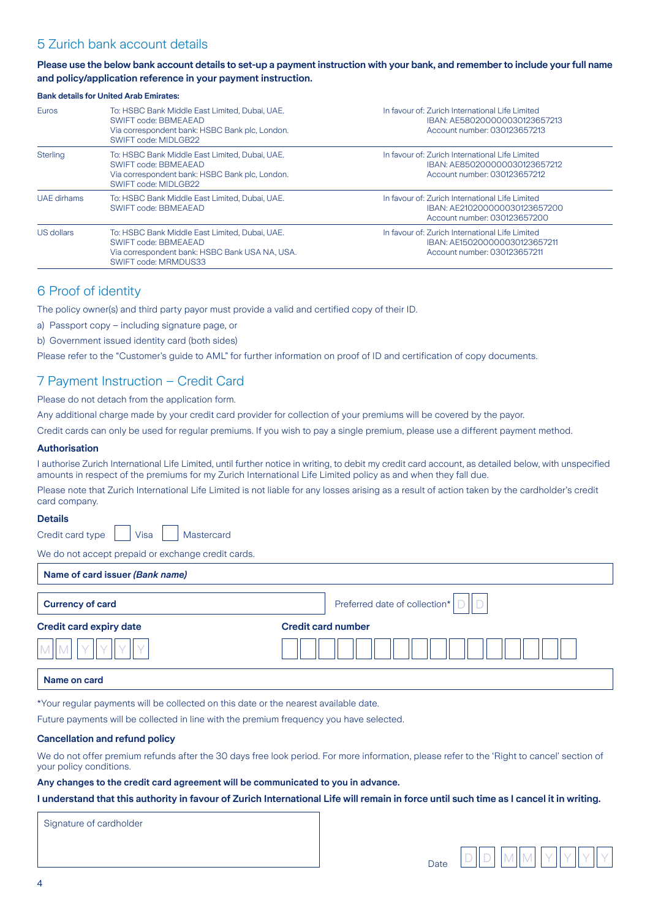## 5 Zurich bank account details

**Please use the below bank account details to set-up a payment instruction with your bank, and remember to include your full name and policy/application reference in your payment instruction.**

**Bank details for United Arab Emirates:**

| Currency | Bank | Beneficiary |
|---|---|---|
| Euros | To: HSBC Bank Middle East Limited, Dubai, UAE.<br>SWIFT code: BBMEAEAD<br>Via correspondent bank: HSBC Bank plc, London.<br>SWIFT code: MIDLGB22 | In favour of: Zurich International Life Limited<br>IBAN: AE580200000030123657213<br>Account number: 030123657213 |
| Sterling | To: HSBC Bank Middle East Limited, Dubai, UAE.<br>SWIFT code: BBMEAEAD<br>Via correspondent bank: HSBC Bank plc, London.<br>SWIFT code: MIDLGB22 | In favour of: Zurich International Life Limited<br>IBAN: AE850200000030123657212<br>Account number: 030123657212 |
| UAE dirhams | To: HSBC Bank Middle East Limited, Dubai, UAE.<br>SWIFT code: BBMEAEAD | In favour of: Zurich International Life Limited<br>IBAN: AE210200000030123657200<br>Account number: 030123657200 |
| US dollars | To: HSBC Bank Middle East Limited, Dubai, UAE.<br>SWIFT code: BBMEAEAD<br>Via correspondent bank: HSBC Bank USA NA, USA.<br>SWIFT code: MRMDUS33 | In favour of: Zurich International Life Limited<br>IBAN: AE150200000030123657211<br>Account number: 030123657211 |

## 6 Proof of identity

The policy owner(s) and third party payor must provide a valid and certified copy of their ID.

a) Passport copy – including signature page, or

b) Government issued identity card (both sides)

Please refer to the "Customer's guide to AML" for further information on proof of ID and certification of copy documents.

## 7 Payment Instruction – Credit Card

Please do not detach from the application form.

Any additional charge made by your credit card provider for collection of your premiums will be covered by the payor.

Credit cards can only be used for regular premiums. If you wish to pay a single premium, please use a different payment method.

### Authorisation

I authorise Zurich International Life Limited, until further notice in writing, to debit my credit card account, as detailed below, with unspecified amounts in respect of the premiums for my Zurich International Life Limited policy as and when they fall due.

Please note that Zurich International Life Limited is not liable for any losses arising as a result of action taken by the cardholder's credit card company.

### Details

Credit card type ☐ Visa ☐ Mastercard

We do not accept prepaid or exchange credit cards.

**Name of card issuer** ***(Bank name)***

**Currency of card**

Preferred date of collection* D D

**Credit card expiry date**

M M Y Y Y Y

**Credit card number**

**Name on card**

*Your regular payments will be collected on this date or the nearest available date.

Future payments will be collected in line with the premium frequency you have selected.

### Cancellation and refund policy

We do not offer premium refunds after the 30 days free look period. For more information, please refer to the 'Right to cancel' section of your policy conditions.

**Any changes to the credit card agreement will be communicated to you in advance.**

**I understand that this authority in favour of Zurich International Life will remain in force until such time as I cancel it in writing.**

Signature of cardholder

Date D D M M Y Y Y Y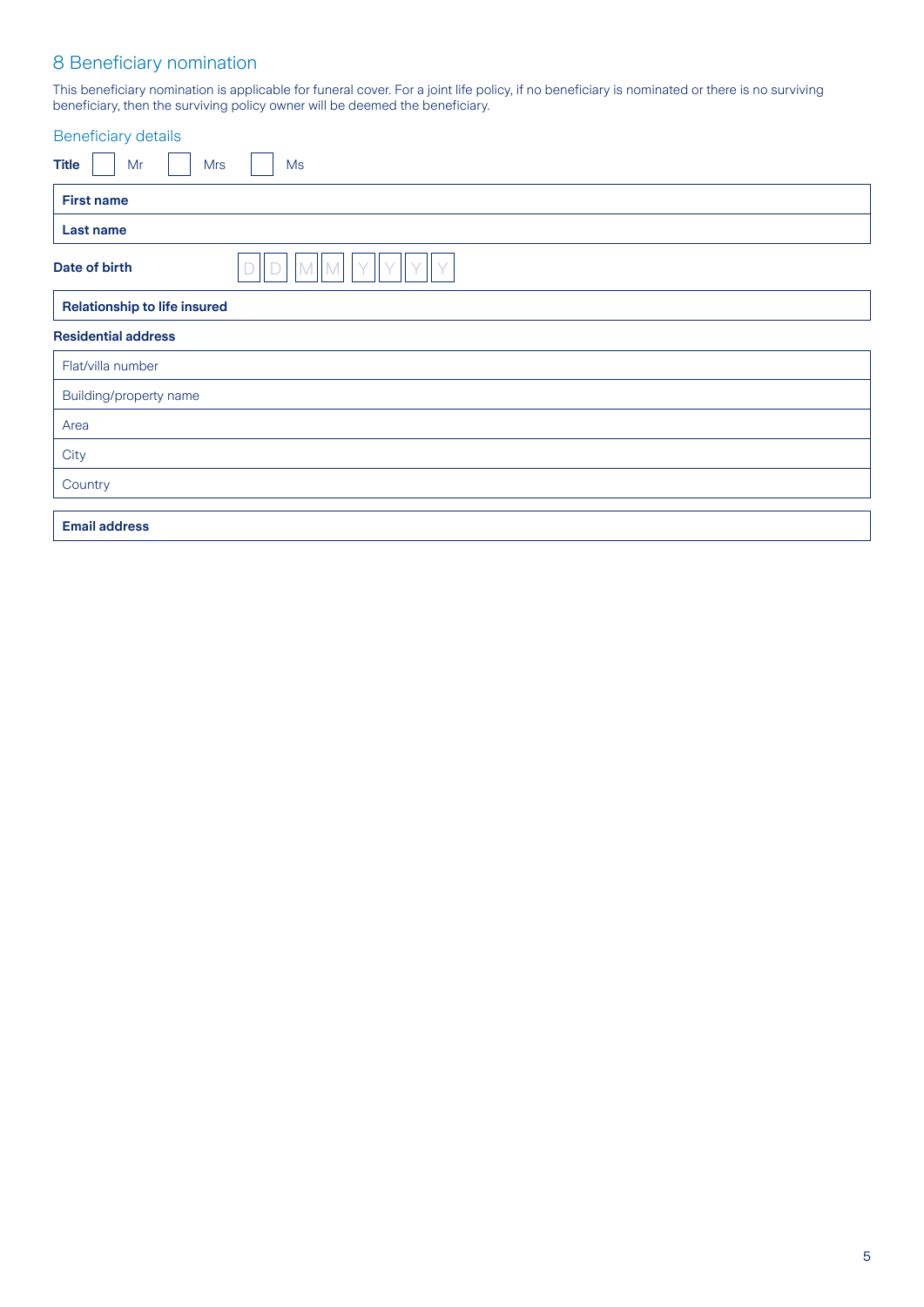## 8 Beneficiary nomination

This beneficiary nomination is applicable for funeral cover. For a joint life policy, if no beneficiary is nominated or there is no surviving beneficiary, then the surviving policy owner will be deemed the beneficiary.

### Beneficiary details

**Title** ☐ Mr ☐ Mrs ☐ Ms

| **First name** |
|---|
| **Last name** |

**Date of birth** D D M M Y Y Y Y

| **Relationship to life insured** |
|---|

**Residential address**

| Flat/villa number |
|---|
| Building/property name |
| Area |
| City |
| Country |

| **Email address** |
|---|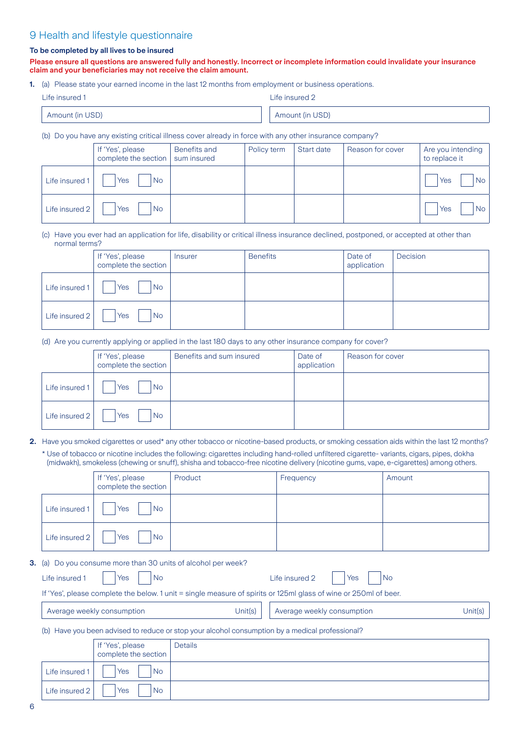## 9 Health and lifestyle questionnaire

**To be completed by all lives to be insured**

**Please ensure all questions are answered fully and honestly. Incorrect or incomplete information could invalidate your insurance claim and your beneficiaries may not receive the claim amount.**

**1.** (a) Please state your earned income in the last 12 months from employment or business operations.

| Life insured 1 | Life insured 2 |
|---|---|
| Amount (in USD) | Amount (in USD) |

(b) Do you have any existing critical illness cover already in force with any other insurance company?

| | If 'Yes', please complete the section | Benefits and sum insured | Policy term | Start date | Reason for cover | Are you intending to replace it |
|---|---|---|---|---|---|---|
| Life insured 1 | Yes No | | | | | Yes No |
| Life insured 2 | Yes No | | | | | Yes No |

(c) Have you ever had an application for life, disability or critical illness insurance declined, postponed, or accepted at other than normal terms?

| | If 'Yes', please complete the section | Insurer | Benefits | Date of application | Decision |
|---|---|---|---|---|---|
| Life insured 1 | Yes No | | | | |
| Life insured 2 | Yes No | | | | |

(d) Are you currently applying or applied in the last 180 days to any other insurance company for cover?

| | If 'Yes', please complete the section | Benefits and sum insured | Date of application | Reason for cover |
|---|---|---|---|---|
| Life insured 1 | Yes No | | | |
| Life insured 2 | Yes No | | | |

**2.** Have you smoked cigarettes or used* any other tobacco or nicotine-based products, or smoking cessation aids within the last 12 months?

\* Use of tobacco or nicotine includes the following: cigarettes including hand-rolled unfiltered cigarette- variants, cigars, pipes, dokha (midwakh), smokeless (chewing or snuff), shisha and tobacco-free nicotine delivery (nicotine gums, vape, e-cigarettes) among others.

| | If 'Yes', please complete the section | Product | Frequency | Amount |
|---|---|---|---|---|
| Life insured 1 | Yes No | | | |
| Life insured 2 | Yes No | | | |

**3.** (a) Do you consume more than 30 units of alcohol per week?

Life insured 1 Yes No     Life insured 2 Yes No

If 'Yes', please complete the below. 1 unit = single measure of spirits or 125ml glass of wine or 250ml of beer.

| Life insured 1 | Life insured 2 |
|---|---|
| Average weekly consumption Unit(s) | Average weekly consumption Unit(s) |

(b) Have you been advised to reduce or stop your alcohol consumption by a medical professional?

| | If 'Yes', please complete the section | Details |
|---|---|---|
| Life insured 1 | Yes No | |
| Life insured 2 | Yes No | |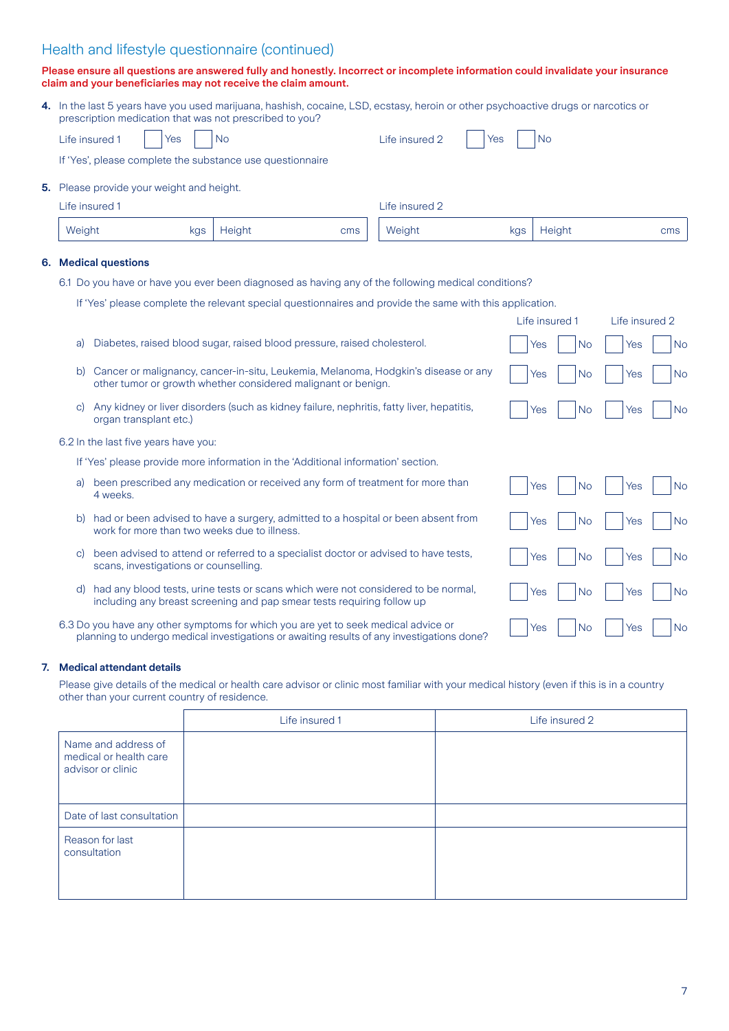## Health and lifestyle questionnaire (continued)

**Please ensure all questions are answered fully and honestly. Incorrect or incomplete information could invalidate your insurance claim and your beneficiaries may not receive the claim amount.**

**4.** In the last 5 years have you used marijuana, hashish, cocaine, LSD, ecstasy, heroin or other psychoactive drugs or narcotics or prescription medication that was not prescribed to you?

Life insured 1 ☐ Yes ☐ No     Life insured 2 ☐ Yes ☐ No

If 'Yes', please complete the substance use questionnaire

**5.** Please provide your weight and height.

| Life insured 1 | | Life insured 2 | |
|---|---|---|---|
| Weight kgs | Height cms | Weight kgs | Height cms |

**6. Medical questions**

6.1 Do you have or have you ever been diagnosed as having any of the following medical conditions?

If 'Yes' please complete the relevant special questionnaires and provide the same with this application.

| | Life insured 1 | Life insured 2 |
|---|---|---|
| a) Diabetes, raised blood sugar, raised blood pressure, raised cholesterol. | ☐ Yes ☐ No | ☐ Yes ☐ No |
| b) Cancer or malignancy, cancer-in-situ, Leukemia, Melanoma, Hodgkin's disease or any other tumor or growth whether considered malignant or benign. | ☐ Yes ☐ No | ☐ Yes ☐ No |
| c) Any kidney or liver disorders (such as kidney failure, nephritis, fatty liver, hepatitis, organ transplant etc.) | ☐ Yes ☐ No | ☐ Yes ☐ No |

6.2 In the last five years have you:

If 'Yes' please provide more information in the 'Additional information' section.

| | Life insured 1 | Life insured 2 |
|---|---|---|
| a) been prescribed any medication or received any form of treatment for more than 4 weeks. | ☐ Yes ☐ No | ☐ Yes ☐ No |
| b) had or been advised to have a surgery, admitted to a hospital or been absent from work for more than two weeks due to illness. | ☐ Yes ☐ No | ☐ Yes ☐ No |
| c) been advised to attend or referred to a specialist doctor or advised to have tests, scans, investigations or counselling. | ☐ Yes ☐ No | ☐ Yes ☐ No |
| d) had any blood tests, urine tests or scans which were not considered to be normal, including any breast screening and pap smear tests requiring follow up | ☐ Yes ☐ No | ☐ Yes ☐ No |
| 6.3 Do you have any other symptoms for which you are yet to seek medical advice or planning to undergo medical investigations or awaiting results of any investigations done? | ☐ Yes ☐ No | ☐ Yes ☐ No |

**7. Medical attendant details**

Please give details of the medical or health care advisor or clinic most familiar with your medical history (even if this is in a country other than your current country of residence.

| | Life insured 1 | Life insured 2 |
|---|---|---|
| Name and address of medical or health care advisor or clinic | | |
| Date of last consultation | | |
| Reason for last consultation | | |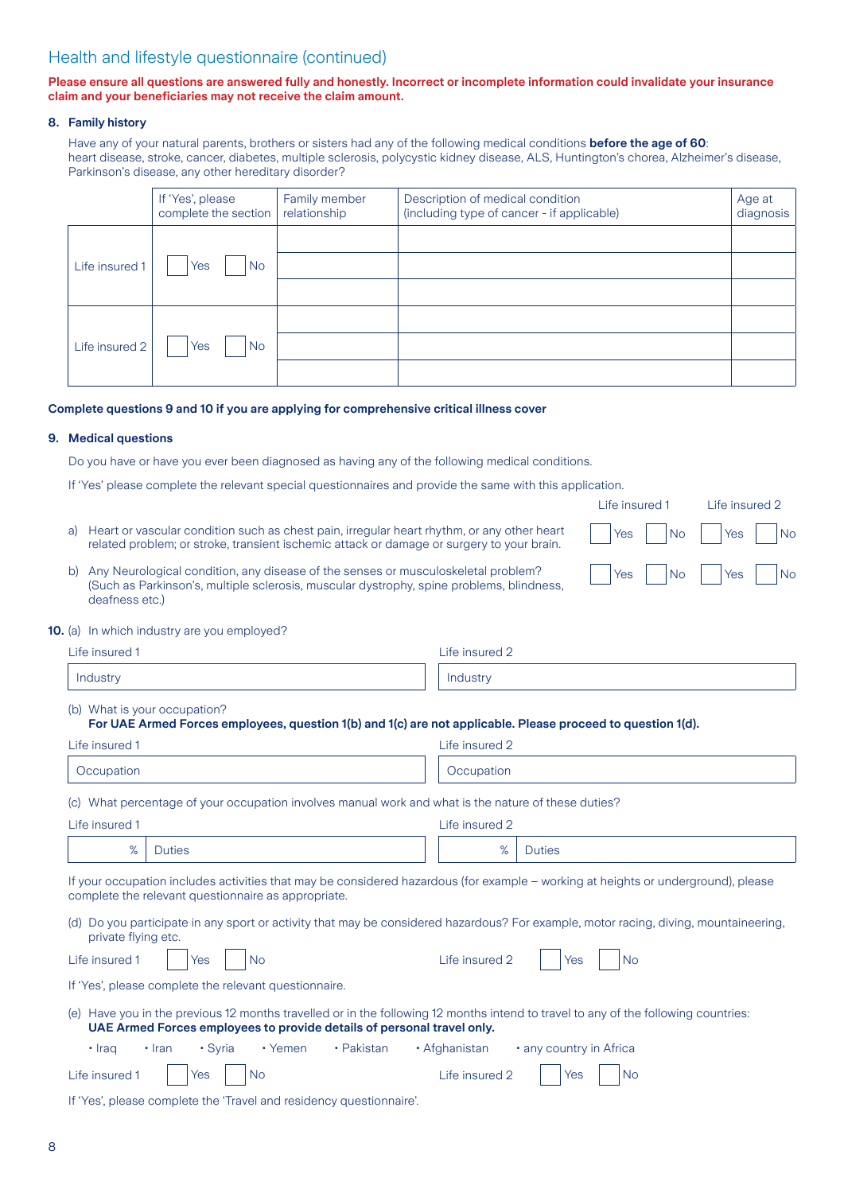## Health and lifestyle questionnaire (continued)

**Please ensure all questions are answered fully and honestly. Incorrect or incomplete information could invalidate your insurance claim and your beneficiaries may not receive the claim amount.**

**8. Family history**

Have any of your natural parents, brothers or sisters had any of the following medical conditions **before the age of 60**: heart disease, stroke, cancer, diabetes, multiple sclerosis, polycystic kidney disease, ALS, Huntington's chorea, Alzheimer's disease, Parkinson's disease, any other hereditary disorder?

| | If 'Yes', please complete the section | Family member relationship | Description of medical condition (including type of cancer - if applicable) | Age at diagnosis |
|---|---|---|---|---|
| Life insured 1 | ☐ Yes ☐ No | | | |
| | | | | |
| | | | | |
| Life insured 2 | ☐ Yes ☐ No | | | |
| | | | | |
| | | | | |

**Complete questions 9 and 10 if you are applying for comprehensive critical illness cover**

**9. Medical questions**

Do you have or have you ever been diagnosed as having any of the following medical conditions.

If 'Yes' please complete the relevant special questionnaires and provide the same with this application.

| | Life insured 1 | Life insured 2 |
|---|---|---|
| a) Heart or vascular condition such as chest pain, irregular heart rhythm, or any other heart related problem; or stroke, transient ischemic attack or damage or surgery to your brain. | ☐ Yes ☐ No | ☐ Yes ☐ No |
| b) Any Neurological condition, any disease of the senses or musculoskeletal problem? (Such as Parkinson's, multiple sclerosis, muscular dystrophy, spine problems, blindness, deafness etc.) | ☐ Yes ☐ No | ☐ Yes ☐ No |

**10.** (a) In which industry are you employed?

| Life insured 1 | Life insured 2 |
|---|---|
| Industry | Industry |

(b) What is your occupation?
**For UAE Armed Forces employees, question 1(b) and 1(c) are not applicable. Please proceed to question 1(d).**

| Life insured 1 | Life insured 2 |
|---|---|
| Occupation | Occupation |

(c) What percentage of your occupation involves manual work and what is the nature of these duties?

| Life insured 1 | Life insured 2 |
|---|---|
| % Duties | % Duties |

If your occupation includes activities that may be considered hazardous (for example – working at heights or underground), please complete the relevant questionnaire as appropriate.

(d) Do you participate in any sport or activity that may be considered hazardous? For example, motor racing, diving, mountaineering, private flying etc.

Life insured 1 ☐ Yes ☐ No        Life insured 2 ☐ Yes ☐ No

If 'Yes', please complete the relevant questionnaire.

(e) Have you in the previous 12 months travelled or in the following 12 months intend to travel to any of the following countries:
**UAE Armed Forces employees to provide details of personal travel only.**

- Iraq
- Iran
- Syria
- Yemen
- Pakistan
- Afghanistan
- any country in Africa

Life insured 1 ☐ Yes ☐ No        Life insured 2 ☐ Yes ☐ No

If 'Yes', please complete the 'Travel and residency questionnaire'.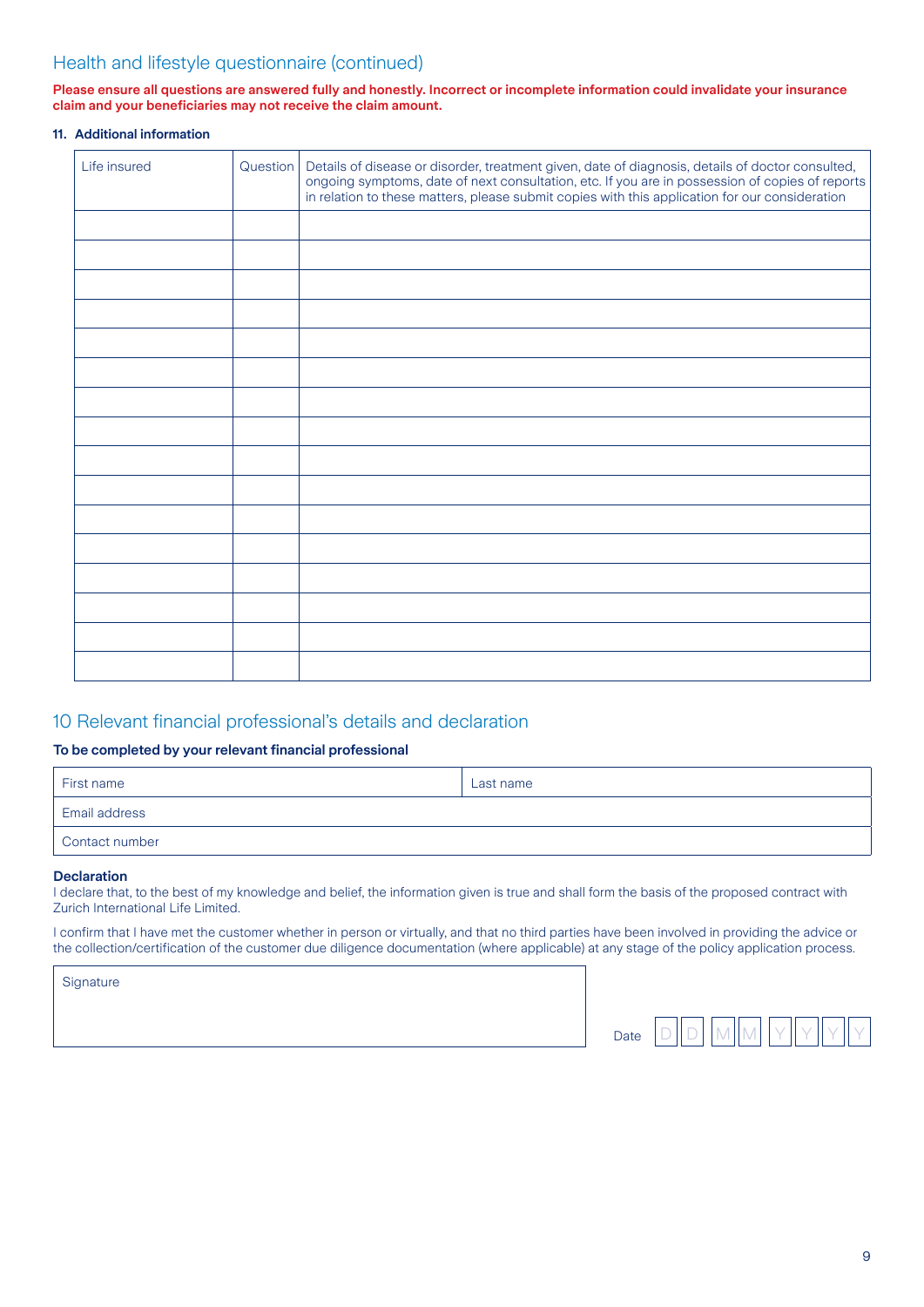## Health and lifestyle questionnaire (continued)

**Please ensure all questions are answered fully and honestly. Incorrect or incomplete information could invalidate your insurance claim and your beneficiaries may not receive the claim amount.**

**11. Additional information**

| Life insured | Question | Details of disease or disorder, treatment given, date of diagnosis, details of doctor consulted, ongoing symptoms, date of next consultation, etc. If you are in possession of copies of reports in relation to these matters, please submit copies with this application for our consideration |
|---|---|---|
| | | |
| | | |
| | | |
| | | |
| | | |
| | | |
| | | |
| | | |
| | | |
| | | |
| | | |
| | | |
| | | |
| | | |
| | | |
| | | |

## 10 Relevant financial professional's details and declaration

**To be completed by your relevant financial professional**

| First name | Last name |
|---|---|
| Email address | |
| Contact number | |

**Declaration**

I declare that, to the best of my knowledge and belief, the information given is true and shall form the basis of the proposed contract with Zurich International Life Limited.

I confirm that I have met the customer whether in person or virtually, and that no third parties have been involved in providing the advice or the collection/certification of the customer due diligence documentation (where applicable) at any stage of the policy application process.

Signature

Date D D M M Y Y Y Y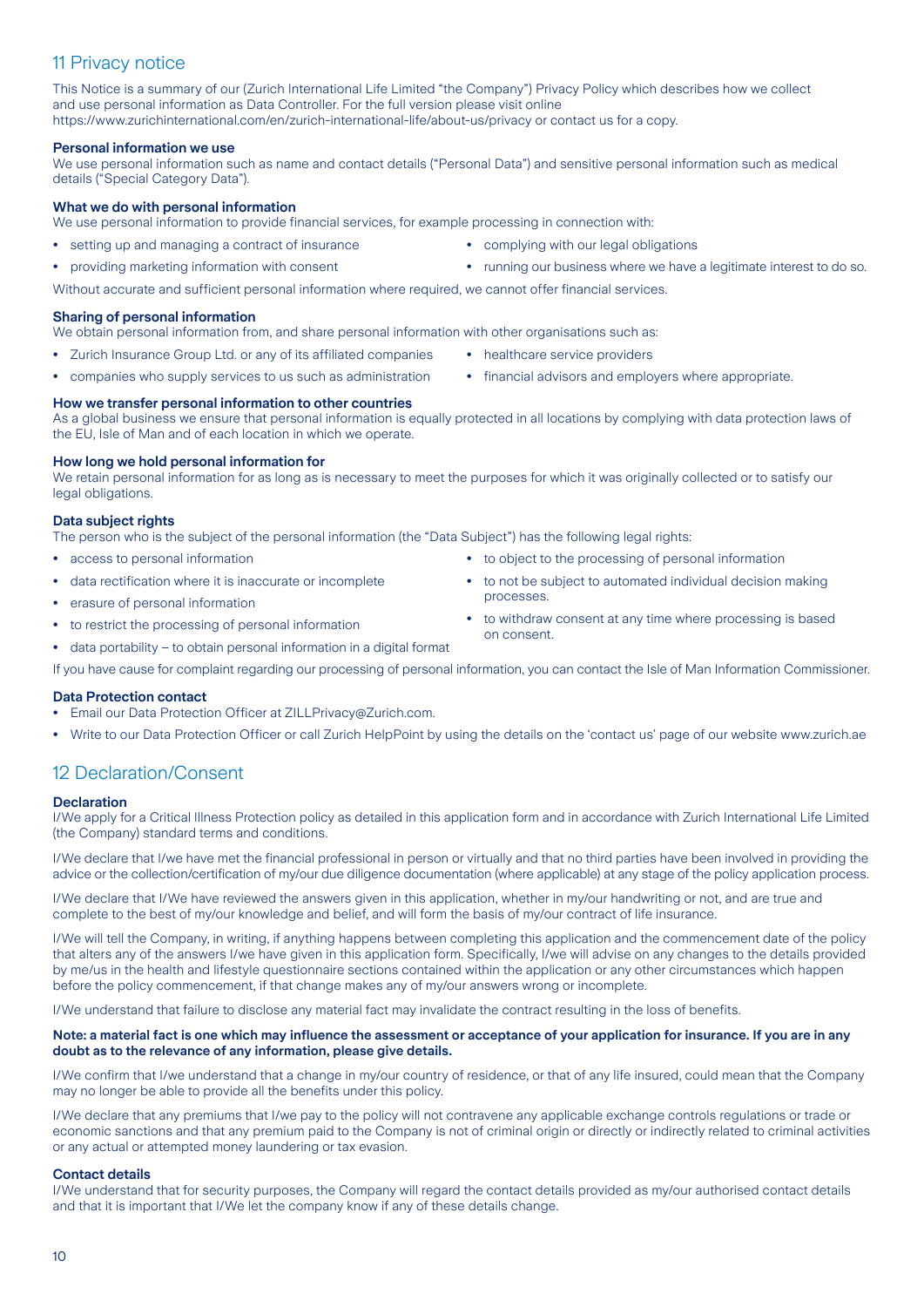## 11 Privacy notice

This Notice is a summary of our (Zurich International Life Limited "the Company") Privacy Policy which describes how we collect and use personal information as Data Controller. For the full version please visit online https://www.zurichinternational.com/en/zurich-international-life/about-us/privacy or contact us for a copy.

**Personal information we use**
We use personal information such as name and contact details ("Personal Data") and sensitive personal information such as medical details ("Special Category Data").

**What we do with personal information**
We use personal information to provide financial services, for example processing in connection with:

- setting up and managing a contract of insurance
- providing marketing information with consent
- complying with our legal obligations
- running our business where we have a legitimate interest to do so.

Without accurate and sufficient personal information where required, we cannot offer financial services.

**Sharing of personal information**
We obtain personal information from, and share personal information with other organisations such as:

- Zurich Insurance Group Ltd. or any of its affiliated companies
- companies who supply services to us such as administration
- healthcare service providers
- financial advisors and employers where appropriate.

**How we transfer personal information to other countries**
As a global business we ensure that personal information is equally protected in all locations by complying with data protection laws of the EU, Isle of Man and of each location in which we operate.

**How long we hold personal information for**
We retain personal information for as long as is necessary to meet the purposes for which it was originally collected or to satisfy our legal obligations.

**Data subject rights**
The person who is the subject of the personal information (the "Data Subject") has the following legal rights:

- access to personal information
- data rectification where it is inaccurate or incomplete
- erasure of personal information
- to restrict the processing of personal information
- data portability – to obtain personal information in a digital format
- to object to the processing of personal information
- to not be subject to automated individual decision making processes.
- to withdraw consent at any time where processing is based on consent.

If you have cause for complaint regarding our processing of personal information, you can contact the Isle of Man Information Commissioner.

**Data Protection contact**

- Email our Data Protection Officer at ZILLPrivacy@Zurich.com.
- Write to our Data Protection Officer or call Zurich HelpPoint by using the details on the 'contact us' page of our website www.zurich.ae

## 12 Declaration/Consent

**Declaration**
I/We apply for a Critical Illness Protection policy as detailed in this application form and in accordance with Zurich International Life Limited (the Company) standard terms and conditions.

I/We declare that I/we have met the financial professional in person or virtually and that no third parties have been involved in providing the advice or the collection/certification of my/our due diligence documentation (where applicable) at any stage of the policy application process.

I/We declare that I/We have reviewed the answers given in this application, whether in my/our handwriting or not, and are true and complete to the best of my/our knowledge and belief, and will form the basis of my/our contract of life insurance.

I/We will tell the Company, in writing, if anything happens between completing this application and the commencement date of the policy that alters any of the answers I/we have given in this application form. Specifically, I/we will advise on any changes to the details provided by me/us in the health and lifestyle questionnaire sections contained within the application or any other circumstances which happen before the policy commencement, if that change makes any of my/our answers wrong or incomplete.

I/We understand that failure to disclose any material fact may invalidate the contract resulting in the loss of benefits.

**Note: a material fact is one which may influence the assessment or acceptance of your application for insurance. If you are in any doubt as to the relevance of any information, please give details.**

I/We confirm that I/we understand that a change in my/our country of residence, or that of any life insured, could mean that the Company may no longer be able to provide all the benefits under this policy.

I/We declare that any premiums that I/we pay to the policy will not contravene any applicable exchange controls regulations or trade or economic sanctions and that any premium paid to the Company is not of criminal origin or directly or indirectly related to criminal activities or any actual or attempted money laundering or tax evasion.

**Contact details**
I/We understand that for security purposes, the Company will regard the contact details provided as my/our authorised contact details and that it is important that I/We let the company know if any of these details change.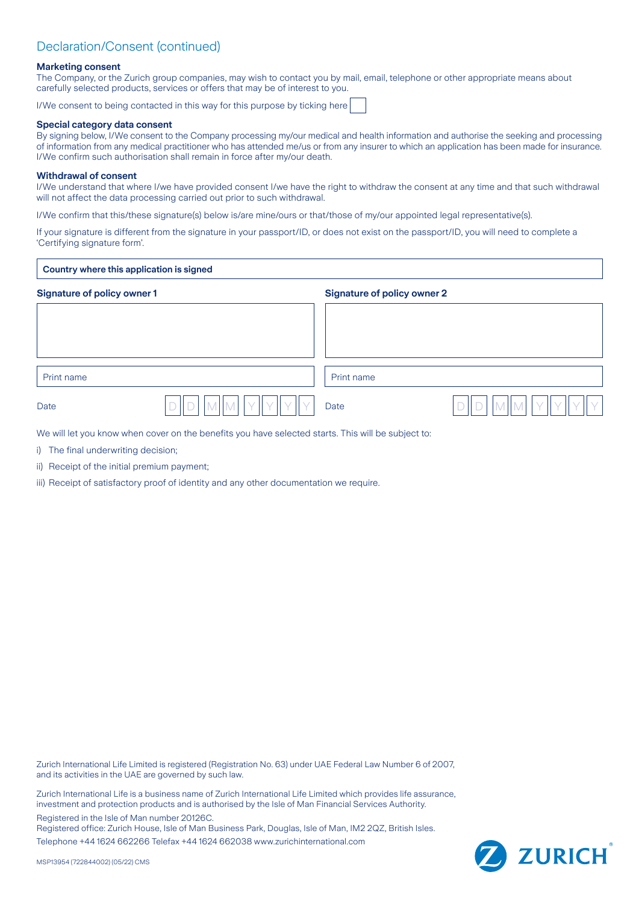## Declaration/Consent (continued)

**Marketing consent**

The Company, or the Zurich group companies, may wish to contact you by mail, email, telephone or other appropriate means about carefully selected products, services or offers that may be of interest to you.

I/We consent to being contacted in this way for this purpose by ticking here ☐

**Special category data consent**

By signing below, I/We consent to the Company processing my/our medical and health information and authorise the seeking and processing of information from any medical practitioner who has attended me/us or from any insurer to which an application has been made for insurance. I/We confirm such authorisation shall remain in force after my/our death.

**Withdrawal of consent**

I/We understand that where I/we have provided consent I/we have the right to withdraw the consent at any time and that such withdrawal will not affect the data processing carried out prior to such withdrawal.

I/We confirm that this/these signature(s) below is/are mine/ours or that/those of my/our appointed legal representative(s).

If your signature is different from the signature in your passport/ID, or does not exist on the passport/ID, you will need to complete a 'Certifying signature form'.

**Country where this application is signed**

| **Signature of policy owner 1** | **Signature of policy owner 2** |
|---|---|
| | |
| Print name | Print name |
| Date DD MM YYYY | Date DD MM YYYY |

We will let you know when cover on the benefits you have selected starts. This will be subject to:

i) The final underwriting decision;

ii) Receipt of the initial premium payment;

iii) Receipt of satisfactory proof of identity and any other documentation we require.

Zurich International Life Limited is registered (Registration No. 63) under UAE Federal Law Number 6 of 2007, and its activities in the UAE are governed by such law.

Zurich International Life is a business name of Zurich International Life Limited which provides life assurance, investment and protection products and is authorised by the Isle of Man Financial Services Authority.

Registered in the Isle of Man number 20126C.
Registered office: Zurich House, Isle of Man Business Park, Douglas, Isle of Man, IM2 2QZ, British Isles.
Telephone +44 1624 662266 Telefax +44 1624 662038 www.zurichinternational.com

MSP13954 (722844002) (05/22) CMS

ZURICH